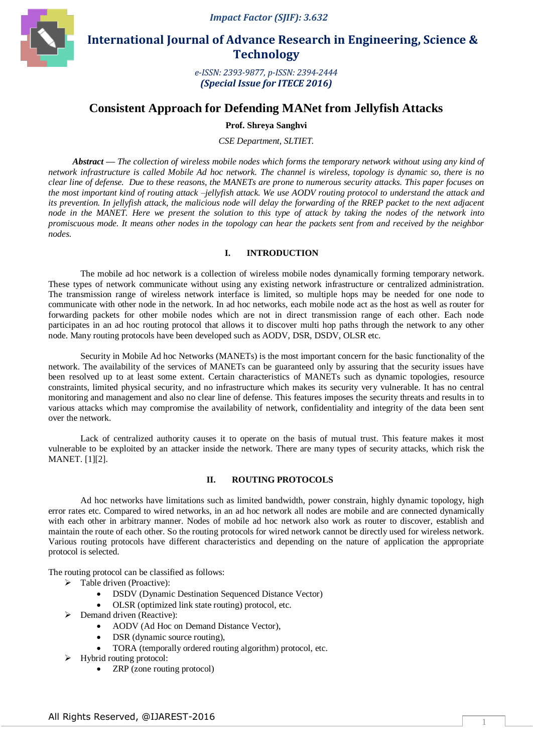# Consistent Approach for Defending MANet from Jellyfish Attacks

**Prof. Shreya Sanghvi**

*CSE Department, SLTIET.*

***Abstract*** — *The collection of wireless mobile nodes which forms the temporary network without using any kind of network infrastructure is called Mobile Ad hoc network. The channel is wireless, topology is dynamic so, there is no clear line of defense. Due to these reasons, the MANETs are prone to numerous security attacks. This paper focuses on the most important kind of routing attack –jellyfish attack. We use AODV routing protocol to understand the attack and its prevention. In jellyfish attack, the malicious node will delay the forwarding of the RREP packet to the next adjacent node in the MANET. Here we present the solution to this type of attack by taking the nodes of the network into promiscuous mode. It means other nodes in the topology can hear the packets sent from and received by the neighbor nodes.*

## I. INTRODUCTION

The mobile ad hoc network is a collection of wireless mobile nodes dynamically forming temporary network. These types of network communicate without using any existing network infrastructure or centralized administration. The transmission range of wireless network interface is limited, so multiple hops may be needed for one node to communicate with other node in the network. In ad hoc networks, each mobile node act as the host as well as router for forwarding packets for other mobile nodes which are not in direct transmission range of each other. Each node participates in an ad hoc routing protocol that allows it to discover multi hop paths through the network to any other node. Many routing protocols have been developed such as AODV, DSR, DSDV, OLSR etc.

Security in Mobile Ad hoc Networks (MANETs) is the most important concern for the basic functionality of the network. The availability of the services of MANETs can be guaranteed only by assuring that the security issues have been resolved up to at least some extent. Certain characteristics of MANETs such as dynamic topologies, resource constraints, limited physical security, and no infrastructure which makes its security very vulnerable. It has no central monitoring and management and also no clear line of defense. This features imposes the security threats and results in to various attacks which may compromise the availability of network, confidentiality and integrity of the data been sent over the network.

Lack of centralized authority causes it to operate on the basis of mutual trust. This feature makes it most vulnerable to be exploited by an attacker inside the network. There are many types of security attacks, which risk the MANET. [1][2].

## II. ROUTING PROTOCOLS

Ad hoc networks have limitations such as limited bandwidth, power constrain, highly dynamic topology, high error rates etc. Compared to wired networks, in an ad hoc network all nodes are mobile and are connected dynamically with each other in arbitrary manner. Nodes of mobile ad hoc network also work as router to discover, establish and maintain the route of each other. So the routing protocols for wired network cannot be directly used for wireless network. Various routing protocols have different characteristics and depending on the nature of application the appropriate protocol is selected.

The routing protocol can be classified as follows:

- Table driven (Proactive):
  - DSDV (Dynamic Destination Sequenced Distance Vector)
  - OLSR (optimized link state routing) protocol, etc.
- Demand driven (Reactive):
  - AODV (Ad Hoc on Demand Distance Vector),
  - DSR (dynamic source routing),
  - TORA (temporally ordered routing algorithm) protocol, etc.
- Hybrid routing protocol:
  - ZRP (zone routing protocol)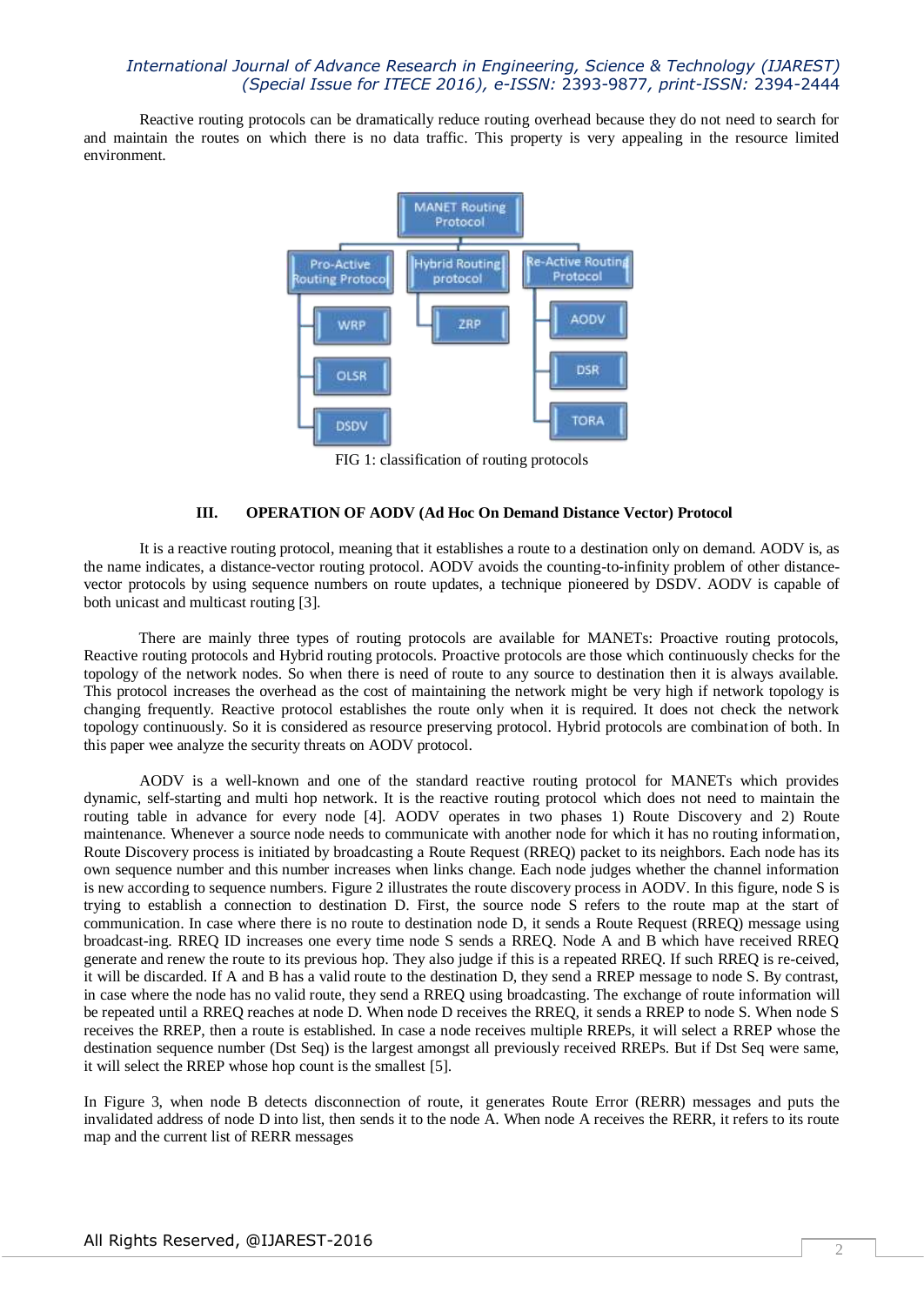Reactive routing protocols can be dramatically reduce routing overhead because they do not need to search for and maintain the routes on which there is no data traffic. This property is very appealing in the resource limited environment.

MANET Routing Protocol

Pro-Active Routing Protocol

Hybrid Routing protocol

Re-Active Routing Protocol

WRP

OLSR

DSDV

ZRP

AODV

DSR

TORA

FIG 1: classification of routing protocols

### III. OPERATION OF AODV (Ad Hoc On Demand Distance Vector) Protocol

It is a reactive routing protocol, meaning that it establishes a route to a destination only on demand. AODV is, as the name indicates, a distance-vector routing protocol. AODV avoids the counting-to-infinity problem of other distance-vector protocols by using sequence numbers on route updates, a technique pioneered by DSDV. AODV is capable of both unicast and multicast routing [3].

There are mainly three types of routing protocols are available for MANETs: Proactive routing protocols, Reactive routing protocols and Hybrid routing protocols. Proactive protocols are those which continuously checks for the topology of the network nodes. So when there is need of route to any source to destination then it is always available. This protocol increases the overhead as the cost of maintaining the network might be very high if network topology is changing frequently. Reactive protocol establishes the route only when it is required. It does not check the network topology continuously. So it is considered as resource preserving protocol. Hybrid protocols are combination of both. In this paper wee analyze the security threats on AODV protocol.

AODV is a well-known and one of the standard reactive routing protocol for MANETs which provides dynamic, self-starting and multi hop network. It is the reactive routing protocol which does not need to maintain the routing table in advance for every node [4]. AODV operates in two phases 1) Route Discovery and 2) Route maintenance. Whenever a source node needs to communicate with another node for which it has no routing information, Route Discovery process is initiated by broadcasting a Route Request (RREQ) packet to its neighbors. Each node has its own sequence number and this number increases when links change. Each node judges whether the channel information is new according to sequence numbers. Figure 2 illustrates the route discovery process in AODV. In this figure, node S is trying to establish a connection to destination D. First, the source node S refers to the route map at the start of communication. In case where there is no route to destination node D, it sends a Route Request (RREQ) message using broadcast-ing. RREQ ID increases one every time node S sends a RREQ. Node A and B which have received RREQ generate and renew the route to its previous hop. They also judge if this is a repeated RREQ. If such RREQ is re-ceived, it will be discarded. If A and B has a valid route to the destination D, they send a RREP message to node S. By contrast, in case where the node has no valid route, they send a RREQ using broadcasting. The exchange of route information will be repeated until a RREQ reaches at node D. When node D receives the RREQ, it sends a RREP to node S. When node S receives the RREP, then a route is established. In case a node receives multiple RREPs, it will select a RREP whose the destination sequence number (Dst Seq) is the largest amongst all previously received RREPs. But if Dst Seq were same, it will select the RREP whose hop count is the smallest [5].

In Figure 3, when node B detects disconnection of route, it generates Route Error (RERR) messages and puts the invalidated address of node D into list, then sends it to the node A. When node A receives the RERR, it refers to its route map and the current list of RERR messages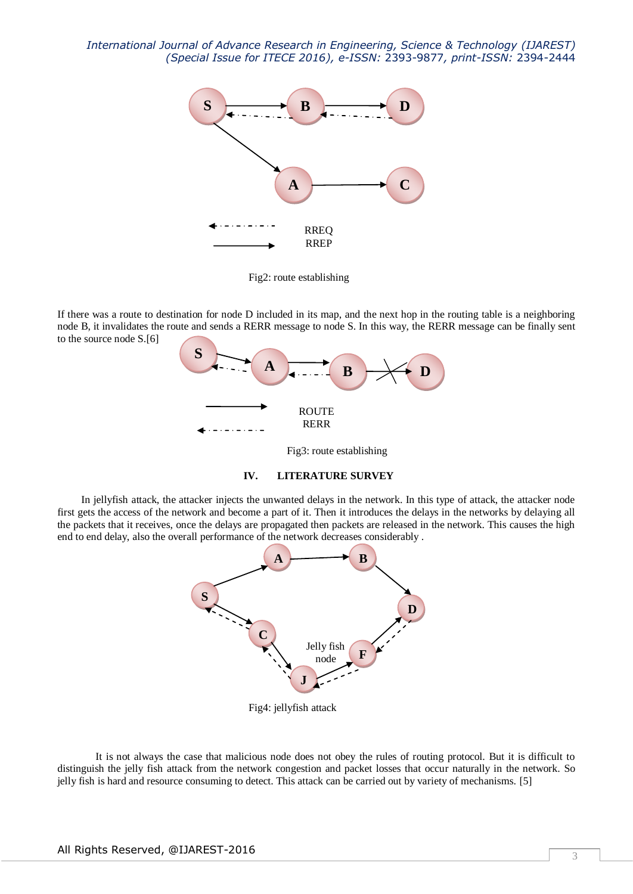S
B
D
A
C
RREQ
RREP

Fig2: route establishing

If there was a route to destination for node D included in its map, and the next hop in the routing table is a neighboring node B, it invalidates the route and sends a RERR message to node S. In this way, the RERR message can be finally sent to the source node S.[6]

S
A
B
D
ROUTE
RERR

Fig3: route establishing

## IV. LITERATURE SURVEY

In jellyfish attack, the attacker injects the unwanted delays in the network. In this type of attack, the attacker node first gets the access of the network and become a part of it. Then it introduces the delays in the networks by delaying all the packets that it receives, once the delays are propagated then packets are released in the network. This causes the high end to end delay, also the overall performance of the network decreases considerably .

A
B
S
D
C
Jelly fish node
F
J

Fig4: jellyfish attack

It is not always the case that malicious node does not obey the rules of routing protocol. But it is difficult to distinguish the jelly fish attack from the network congestion and packet losses that occur naturally in the network. So jelly fish is hard and resource consuming to detect. This attack can be carried out by variety of mechanisms. [5]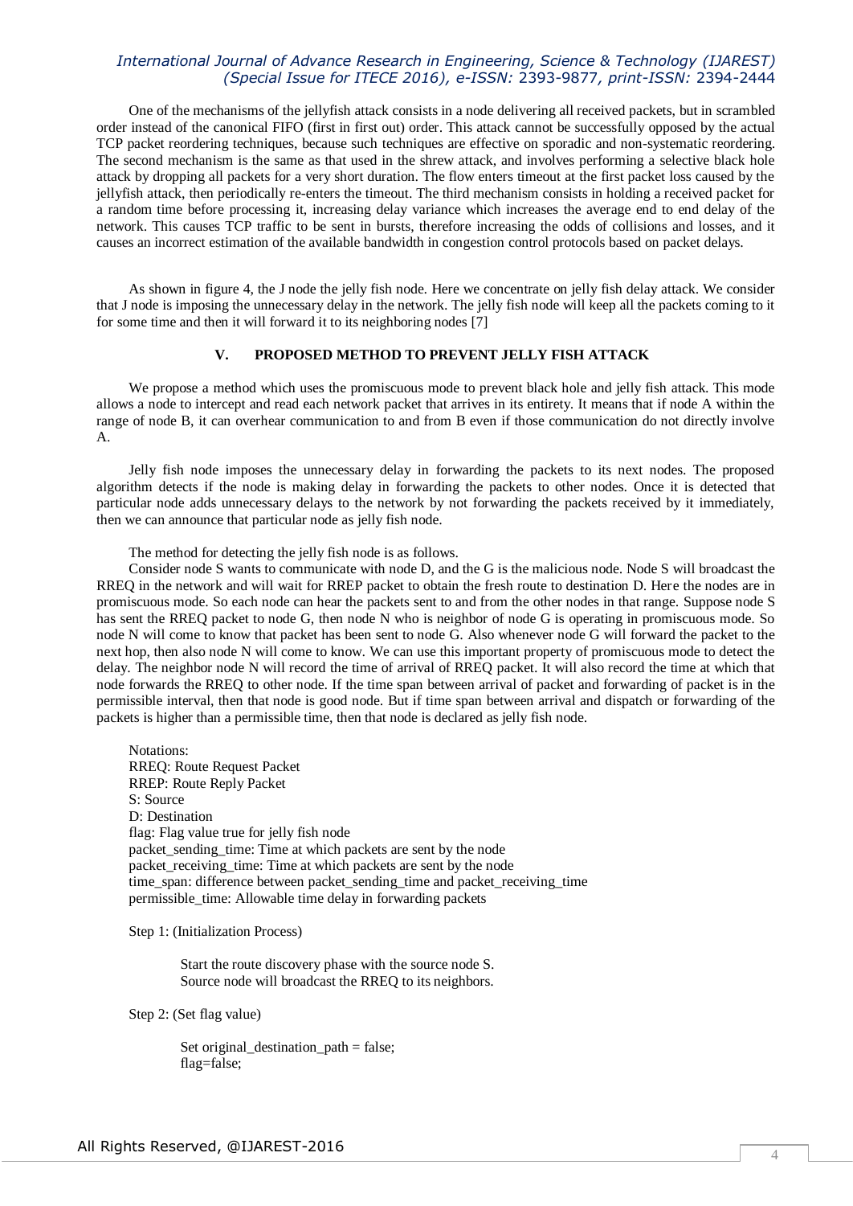One of the mechanisms of the jellyfish attack consists in a node delivering all received packets, but in scrambled order instead of the canonical FIFO (first in first out) order. This attack cannot be successfully opposed by the actual TCP packet reordering techniques, because such techniques are effective on sporadic and non-systematic reordering. The second mechanism is the same as that used in the shrew attack, and involves performing a selective black hole attack by dropping all packets for a very short duration. The flow enters timeout at the first packet loss caused by the jellyfish attack, then periodically re-enters the timeout. The third mechanism consists in holding a received packet for a random time before processing it, increasing delay variance which increases the average end to end delay of the network. This causes TCP traffic to be sent in bursts, therefore increasing the odds of collisions and losses, and it causes an incorrect estimation of the available bandwidth in congestion control protocols based on packet delays.

As shown in figure 4, the J node the jelly fish node. Here we concentrate on jelly fish delay attack. We consider that J node is imposing the unnecessary delay in the network. The jelly fish node will keep all the packets coming to it for some time and then it will forward it to its neighboring nodes [7]

## V. PROPOSED METHOD TO PREVENT JELLY FISH ATTACK

We propose a method which uses the promiscuous mode to prevent black hole and jelly fish attack. This mode allows a node to intercept and read each network packet that arrives in its entirety. It means that if node A within the range of node B, it can overhear communication to and from B even if those communication do not directly involve A.

Jelly fish node imposes the unnecessary delay in forwarding the packets to its next nodes. The proposed algorithm detects if the node is making delay in forwarding the packets to other nodes. Once it is detected that particular node adds unnecessary delays to the network by not forwarding the packets received by it immediately, then we can announce that particular node as jelly fish node.

The method for detecting the jelly fish node is as follows.

Consider node S wants to communicate with node D, and the G is the malicious node. Node S will broadcast the RREQ in the network and will wait for RREP packet to obtain the fresh route to destination D. Here the nodes are in promiscuous mode. So each node can hear the packets sent to and from the other nodes in that range. Suppose node S has sent the RREQ packet to node G, then node N who is neighbor of node G is operating in promiscuous mode. So node N will come to know that packet has been sent to node G. Also whenever node G will forward the packet to the next hop, then also node N will come to know. We can use this important property of promiscuous mode to detect the delay. The neighbor node N will record the time of arrival of RREQ packet. It will also record the time at which that node forwards the RREQ to other node. If the time span between arrival of packet and forwarding of packet is in the permissible interval, then that node is good node. But if time span between arrival and dispatch or forwarding of the packets is higher than a permissible time, then that node is declared as jelly fish node.

Notations:
RREQ: Route Request Packet
RREP: Route Reply Packet
S: Source
D: Destination
flag: Flag value true for jelly fish node
packet_sending_time: Time at which packets are sent by the node
packet_receiving_time: Time at which packets are sent by the node
time_span: difference between packet_sending_time and packet_receiving_time
permissible_time: Allowable time delay in forwarding packets

Step 1: (Initialization Process)

Start the route discovery phase with the source node S.
Source node will broadcast the RREQ to its neighbors.

Step 2: (Set flag value)

Set original_destination_path = false;
flag=false;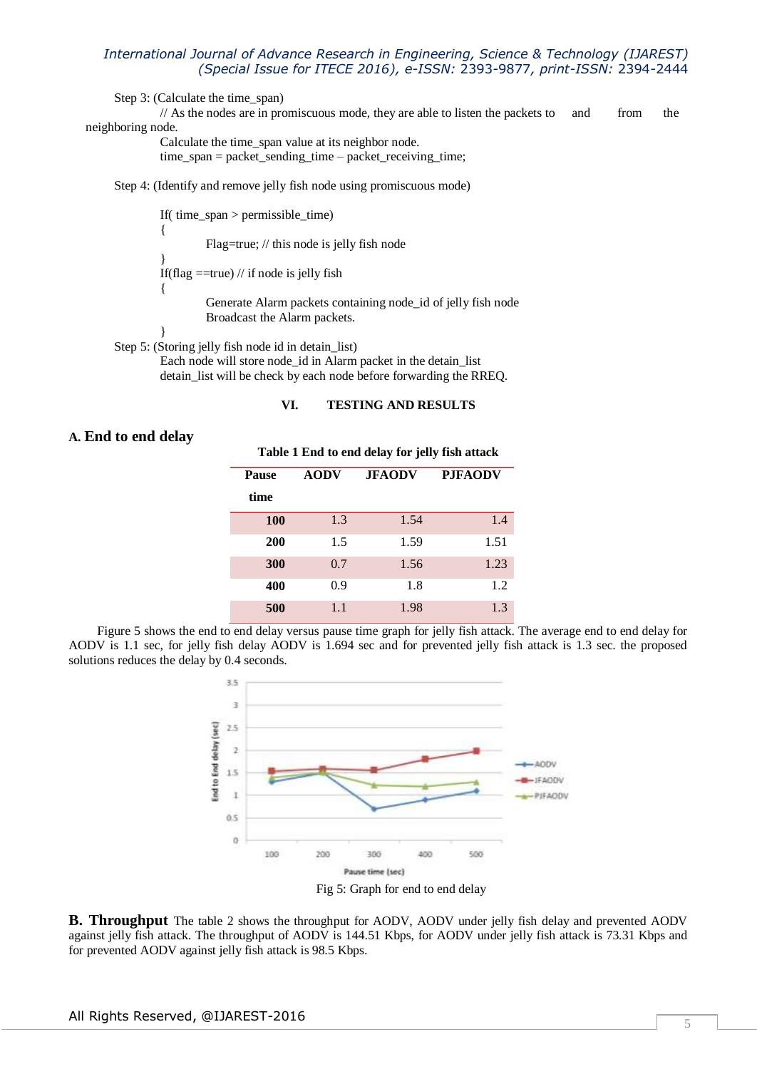Step 3: (Calculate the time_span)

// As the nodes are in promiscuous mode, they are able to listen the packets to and from the neighboring node.

Calculate the time_span value at its neighbor node.

time_span = packet_sending_time – packet_receiving_time;

Step 4: (Identify and remove jelly fish node using promiscuous mode)

```
If( time_span > permissible_time)
{
        Flag=true; // this node is jelly fish node
}
If(flag ==true) // if node is jelly fish
{
        Generate Alarm packets containing node_id of jelly fish node
        Broadcast the Alarm packets.
}
```

Step 5: (Storing jelly fish node id in detain_list)

Each node will store node_id in Alarm packet in the detain_list

detain_list will be check by each node before forwarding the RREQ.

## VI. TESTING AND RESULTS

### A. End to end delay

**Table 1 End to end delay for jelly fish attack**

| Pause time | AODV | JFAODV | PJFAODV |
|---|---|---|---|
| **100** | 1.3 | 1.54 | 1.4 |
| **200** | 1.5 | 1.59 | 1.51 |
| **300** | 0.7 | 1.56 | 1.23 |
| **400** | 0.9 | 1.8 | 1.2 |
| **500** | 1.1 | 1.98 | 1.3 |

Figure 5 shows the end to end delay versus pause time graph for jelly fish attack. The average end to end delay for AODV is 1.1 sec, for jelly fish delay AODV is 1.694 sec and for prevented jelly fish attack is 1.3 sec. the proposed solutions reduces the delay by 0.4 seconds.

End to End delay (sec)

3.5
3
2.5
2
1.5
1
0.5
0

100
200
300
400
500

Pause time (sec)

AODV
JFAODV
PJFAODV

Fig 5: Graph for end to end delay

**B. Throughput** The table 2 shows the throughput for AODV, AODV under jelly fish delay and prevented AODV against jelly fish attack. The throughput of AODV is 144.51 Kbps, for AODV under jelly fish attack is 73.31 Kbps and for prevented AODV against jelly fish attack is 98.5 Kbps.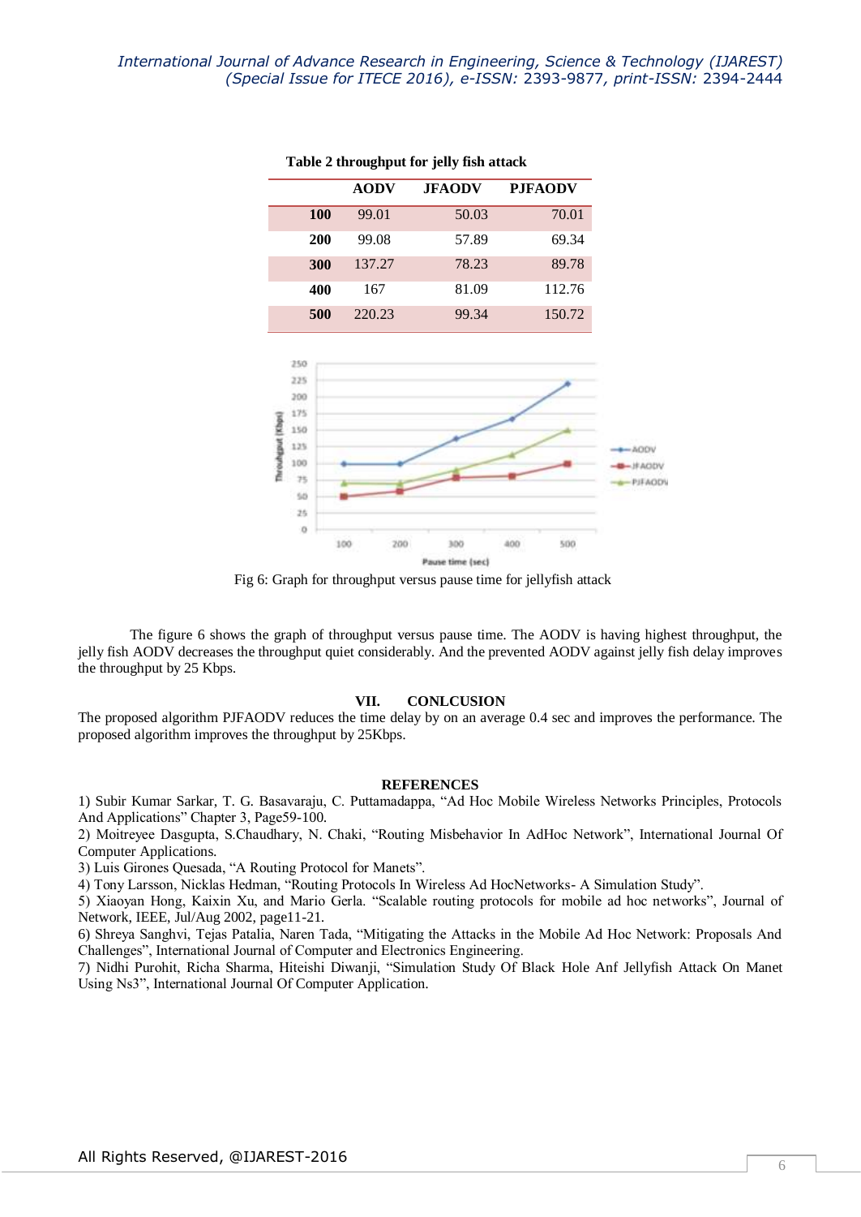**Table 2 throughput for jelly fish attack**

| | AODV | JFAODV | PJFAODV |
|---|---|---|---|
| **100** | 99.01 | 50.03 | 70.01 |
| **200** | 99.08 | 57.89 | 69.34 |
| **300** | 137.27 | 78.23 | 89.78 |
| **400** | 167 | 81.09 | 112.76 |
| **500** | 220.23 | 99.34 | 150.72 |

Throughput (Kbps)

250
225
200
175
150
125
100
75
50
25
0

100
200
300
400
500

Pause time (sec)

AODV
JFAODV
PJFAODV

Fig 6: Graph for throughput versus pause time for jellyfish attack

The figure 6 shows the graph of throughput versus pause time. The AODV is having highest throughput, the jelly fish AODV decreases the throughput quiet considerably. And the prevented AODV against jelly fish delay improves the throughput by 25 Kbps.

## VII. CONLCUSION

The proposed algorithm PJFAODV reduces the time delay by on an average 0.4 sec and improves the performance. The proposed algorithm improves the throughput by 25Kbps.

## REFERENCES

1) Subir Kumar Sarkar, T. G. Basavaraju, C. Puttamadappa, "Ad Hoc Mobile Wireless Networks Principles, Protocols And Applications" Chapter 3, Page59-100.
2) Moitreyee Dasgupta, S.Chaudhary, N. Chaki, "Routing Misbehavior In AdHoc Network", International Journal Of Computer Applications.
3) Luis Girones Quesada, "A Routing Protocol for Manets".
4) Tony Larsson, Nicklas Hedman, "Routing Protocols In Wireless Ad HocNetworks- A Simulation Study".
5) Xiaoyan Hong, Kaixin Xu, and Mario Gerla. "Scalable routing protocols for mobile ad hoc networks", Journal of Network, IEEE, Jul/Aug 2002, page11-21.
6) Shreya Sanghvi, Tejas Patalia, Naren Tada, "Mitigating the Attacks in the Mobile Ad Hoc Network: Proposals And Challenges", International Journal of Computer and Electronics Engineering.
7) Nidhi Purohit, Richa Sharma, Hiteishi Diwanji, "Simulation Study Of Black Hole Anf Jellyfish Attack On Manet Using Ns3", International Journal Of Computer Application.